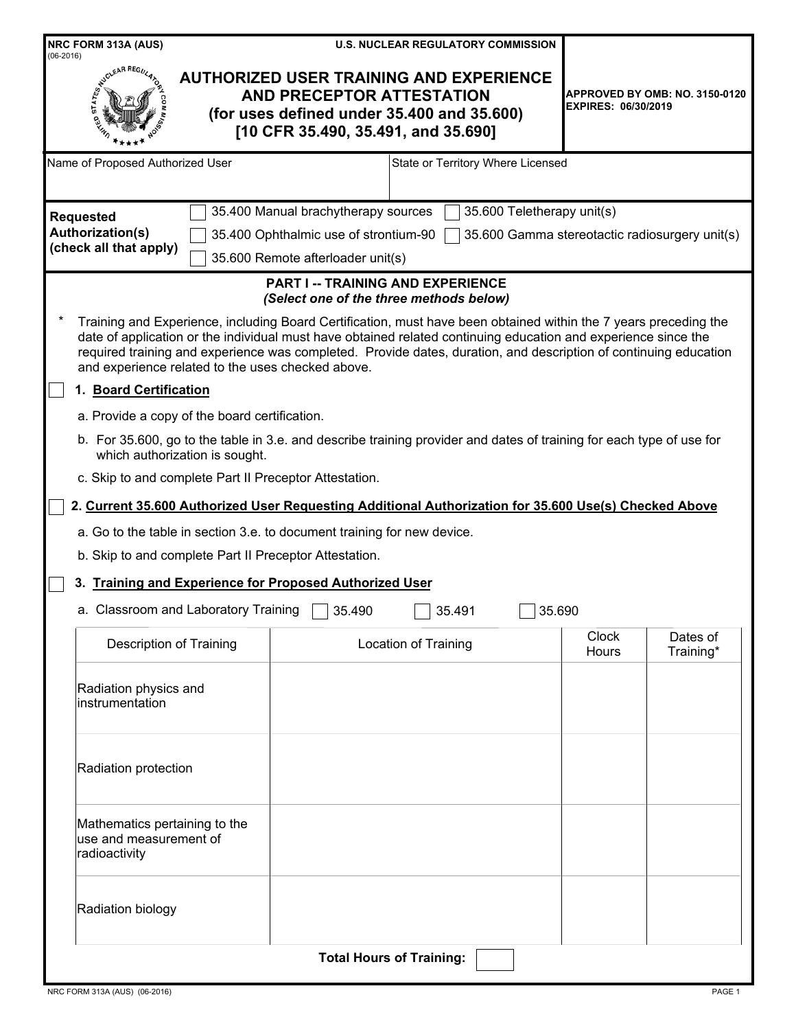NRC FORM 313A (AUS)
(06-2016)

U.S. NUCLEAR REGULATORY COMMISSION

APPROVED BY OMB: NO. 3150-0120
EXPIRES: 06/30/2019

# AUTHORIZED USER TRAINING AND EXPERIENCE AND PRECEPTOR ATTESTATION
## (for uses defined under 35.400 and 35.600)
## [10 CFR 35.490, 35.491, and 35.690]

| Name of Proposed Authorized User | State or Territory Where Licensed |
|---|---|
| | |

**Requested Authorization(s) (check all that apply)**

- ☐ 35.400 Manual brachytherapy sources
- ☐ 35.600 Teletherapy unit(s)
- ☐ 35.400 Ophthalmic use of strontium-90
- ☐ 35.600 Gamma stereotactic radiosurgery unit(s)
- ☐ 35.600 Remote afterloader unit(s)

## PART I -- TRAINING AND EXPERIENCE
*(Select one of the three methods below)*

\* Training and Experience, including Board Certification, must have been obtained within the 7 years preceding the date of application or the individual must have obtained related continuing education and experience since the required training and experience was completed. Provide dates, duration, and description of continuing education and experience related to the uses checked above.

☐ **1. Board Certification**

a. Provide a copy of the board certification.

b. For 35.600, go to the table in 3.e. and describe training provider and dates of training for each type of use for which authorization is sought.

c. Skip to and complete Part II Preceptor Attestation.

☐ **2. Current 35.600 Authorized User Requesting Additional Authorization for 35.600 Use(s) Checked Above**

a. Go to the table in section 3.e. to document training for new device.

b. Skip to and complete Part II Preceptor Attestation.

☐ **3. Training and Experience for Proposed Authorized User**

a. Classroom and Laboratory Training ☐ 35.490 ☐ 35.491 ☐ 35.690

| Description of Training | Location of Training | Clock Hours | Dates of Training* |
|---|---|---|---|
| Radiation physics and instrumentation | | | |
| Radiation protection | | | |
| Mathematics pertaining to the use and measurement of radioactivity | | | |
| Radiation biology | | | |

**Total Hours of Training:** ☐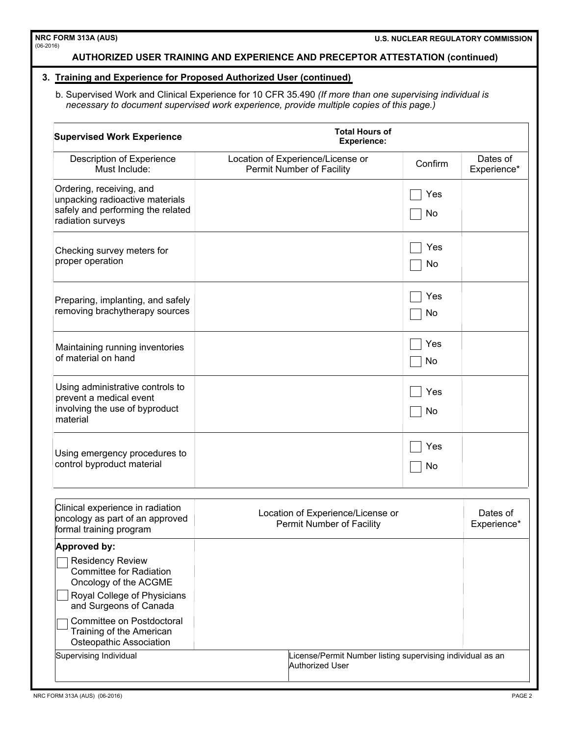**NRC FORM 313A (AUS)**
(06-2016)

**U.S. NUCLEAR REGULATORY COMMISSION**

## AUTHORIZED USER TRAINING AND EXPERIENCE AND PRECEPTOR ATTESTATION (continued)

### 3. Training and Experience for Proposed Authorized User (continued)

b. Supervised Work and Clinical Experience for 10 CFR 35.490 *(If more than one supervising individual is necessary to document supervised work experience, provide multiple copies of this page.)*

| **Supervised Work Experience** | **Total Hours of Experience:** | | |
|---|---|---|---|
| Description of Experience Must Include: | Location of Experience/License or Permit Number of Facility | Confirm | Dates of Experience* |
| Ordering, receiving, and unpacking radioactive materials safely and performing the related radiation surveys | | ☐ Yes ☐ No | |
| Checking survey meters for proper operation | | ☐ Yes ☐ No | |
| Preparing, implanting, and safely removing brachytherapy sources | | ☐ Yes ☐ No | |
| Maintaining running inventories of material on hand | | ☐ Yes ☐ No | |
| Using administrative controls to prevent a medical event involving the use of byproduct material | | ☐ Yes ☐ No | |
| Using emergency procedures to control byproduct material | | ☐ Yes ☐ No | |

| Clinical experience in radiation oncology as part of an approved formal training program | Location of Experience/License or Permit Number of Facility | Dates of Experience* |
|---|---|---|
| **Approved by:** ☐ Residency Review Committee for Radiation Oncology of the ACGME ☐ Royal College of Physicians and Surgeons of Canada ☐ Committee on Postdoctoral Training of the American Osteopathic Association | | |

| Supervising Individual | License/Permit Number listing supervising individual as an Authorized User |
|---|---|
| | |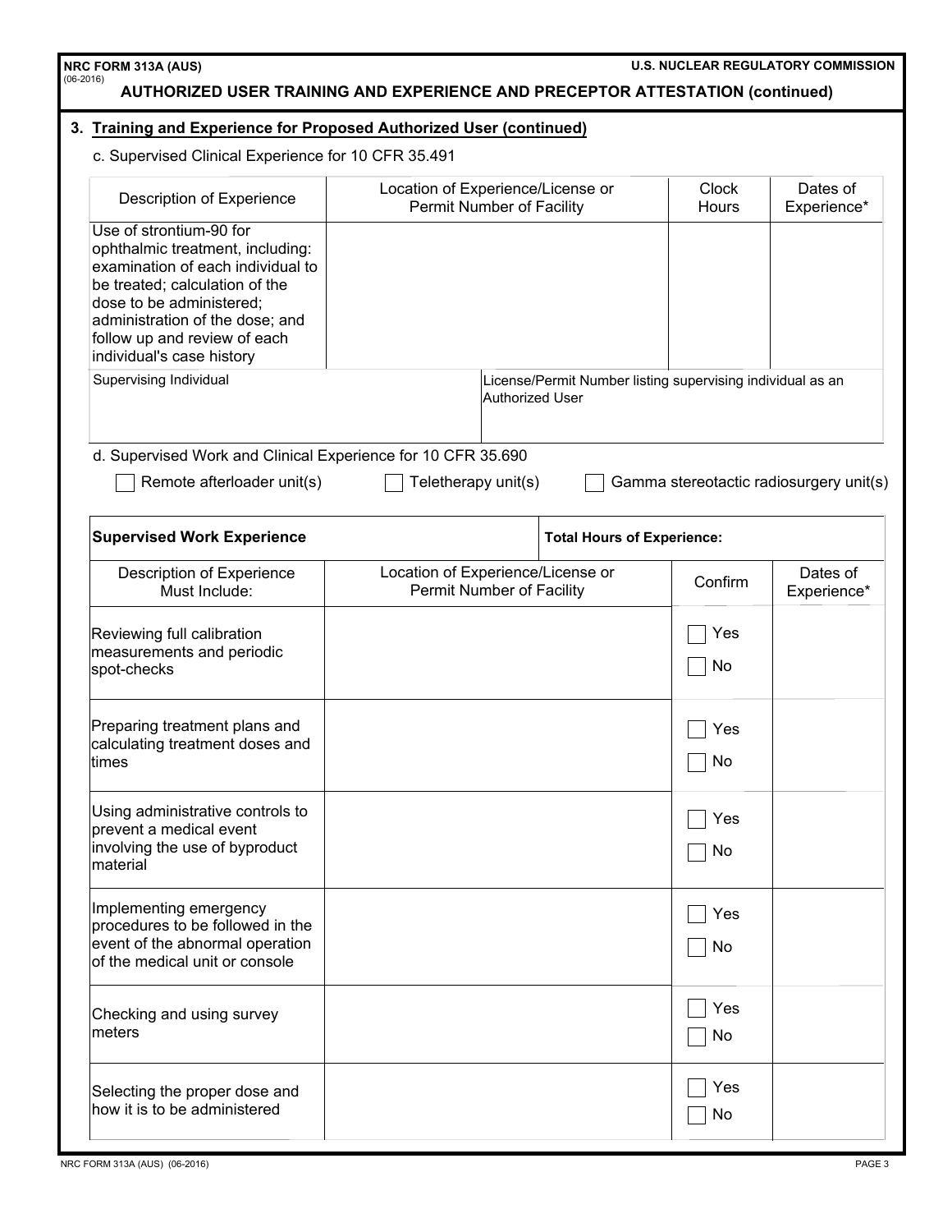## AUTHORIZED USER TRAINING AND EXPERIENCE AND PRECEPTOR ATTESTATION (continued)

### 3. Training and Experience for Proposed Authorized User (continued)

c. Supervised Clinical Experience for 10 CFR 35.491

| Description of Experience | Location of Experience/License or Permit Number of Facility | Clock Hours | Dates of Experience* |
|---|---|---|---|
| Use of strontium-90 for ophthalmic treatment, including: examination of each individual to be treated; calculation of the dose to be administered; administration of the dose; and follow up and review of each individual's case history | | | |

| Supervising Individual | License/Permit Number listing supervising individual as an Authorized User |
|---|---|
| | |

d. Supervised Work and Clinical Experience for 10 CFR 35.690

☐ Remote afterloader unit(s) ☐ Teletherapy unit(s) ☐ Gamma stereotactic radiosurgery unit(s)

| **Supervised Work Experience** | | **Total Hours of Experience:** | |
|---|---|---|---|
| Description of Experience Must Include: | Location of Experience/License or Permit Number of Facility | Confirm | Dates of Experience* |
| Reviewing full calibration measurements and periodic spot-checks | | ☐ Yes ☐ No | |
| Preparing treatment plans and calculating treatment doses and times | | ☐ Yes ☐ No | |
| Using administrative controls to prevent a medical event involving the use of byproduct material | | ☐ Yes ☐ No | |
| Implementing emergency procedures to be followed in the event of the abnormal operation of the medical unit or console | | ☐ Yes ☐ No | |
| Checking and using survey meters | | ☐ Yes ☐ No | |
| Selecting the proper dose and how it is to be administered | | ☐ Yes ☐ No | |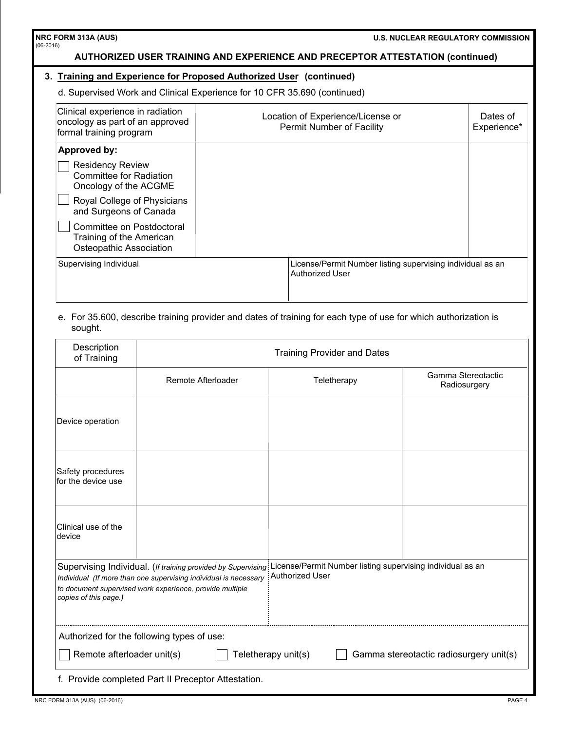NRC FORM 313A (AUS)
(06-2016)

U.S. NUCLEAR REGULATORY COMMISSION

## AUTHORIZED USER TRAINING AND EXPERIENCE AND PRECEPTOR ATTESTATION (continued)

### 3. Training and Experience for Proposed Authorized User (continued)

d. Supervised Work and Clinical Experience for 10 CFR 35.690 (continued)

| Clinical experience in radiation oncology as part of an approved formal training program | Location of Experience/License or Permit Number of Facility | Dates of Experience* |
|---|---|---|
| **Approved by:**<br>☐ Residency Review Committee for Radiation Oncology of the ACGME<br>☐ Royal College of Physicians and Surgeons of Canada<br>☐ Committee on Postdoctoral Training of the American Osteopathic Association | | |

| Supervising Individual | License/Permit Number listing supervising individual as an Authorized User |
|---|---|
| | |

e. For 35.600, describe training provider and dates of training for each type of use for which authorization is sought.

| Description of Training | Training Provider and Dates | | |
|---|---|---|---|
| | Remote Afterloader | Teletherapy | Gamma Stereotactic Radiosurgery |
| Device operation | | | |
| Safety procedures for the device use | | | |
| Clinical use of the device | | | |

| Supervising Individual. (*If training provided by Supervising Individual (If more than one supervising individual is necessary to document supervised work experience, provide multiple copies of this page.)* | License/Permit Number listing supervising individual as an Authorized User |
|---|---|
| | |

Authorized for the following types of use:

☐ Remote afterloader unit(s) ☐ Teletherapy unit(s) ☐ Gamma stereotactic radiosurgery unit(s)

f. Provide completed Part II Preceptor Attestation.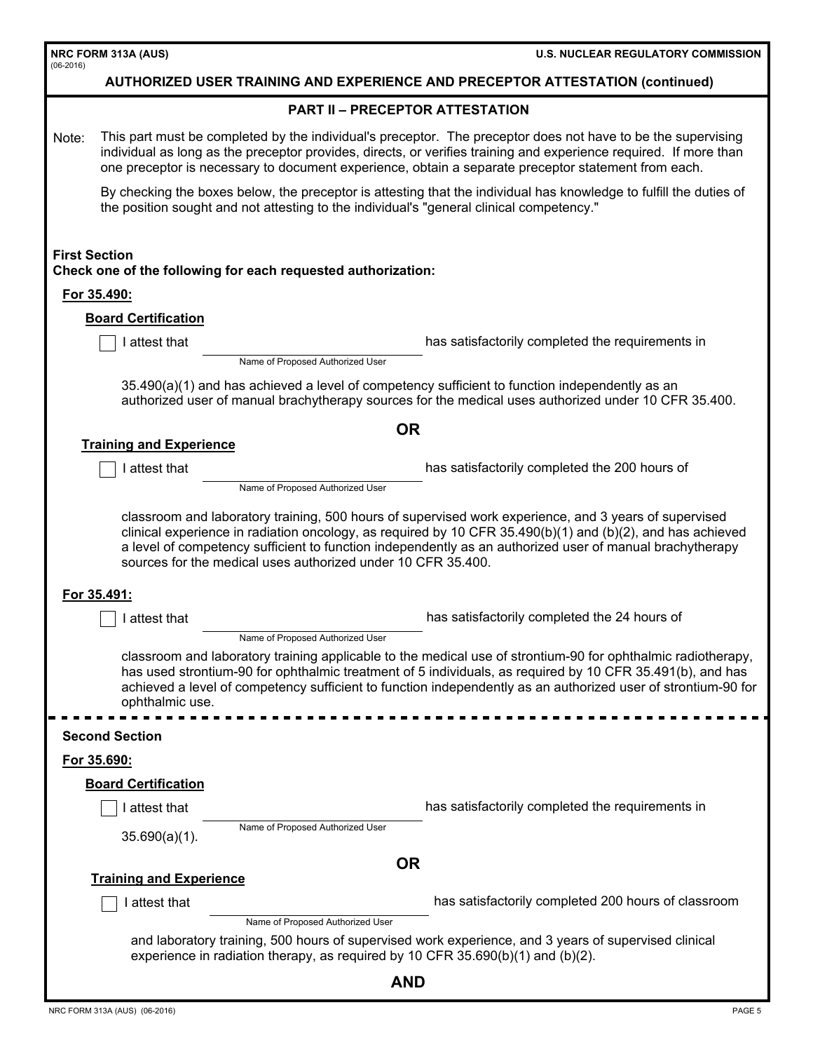**AUTHORIZED USER TRAINING AND EXPERIENCE AND PRECEPTOR ATTESTATION (continued)**

## PART II – PRECEPTOR ATTESTATION

Note: This part must be completed by the individual's preceptor. The preceptor does not have to be the supervising individual as long as the preceptor provides, directs, or verifies training and experience required. If more than one preceptor is necessary to document experience, obtain a separate preceptor statement from each.

By checking the boxes below, the preceptor is attesting that the individual has knowledge to fulfill the duties of the position sought and not attesting to the individual's "general clinical competency."

**First Section**
**Check one of the following for each requested authorization:**

**For 35.490:**

**Board Certification**

☐ I attest that ______________________ (Name of Proposed Authorized User) has satisfactorily completed the requirements in 35.490(a)(1) and has achieved a level of competency sufficient to function independently as an authorized user of manual brachytherapy sources for the medical uses authorized under 10 CFR 35.400.

**OR**

**Training and Experience**

☐ I attest that ______________________ (Name of Proposed Authorized User) has satisfactorily completed the 200 hours of classroom and laboratory training, 500 hours of supervised work experience, and 3 years of supervised clinical experience in radiation oncology, as required by 10 CFR 35.490(b)(1) and (b)(2), and has achieved a level of competency sufficient to function independently as an authorized user of manual brachytherapy sources for the medical uses authorized under 10 CFR 35.400.

**For 35.491:**

☐ I attest that ______________________ (Name of Proposed Authorized User) has satisfactorily completed the 24 hours of classroom and laboratory training applicable to the medical use of strontium-90 for ophthalmic radiotherapy, has used strontium-90 for ophthalmic treatment of 5 individuals, as required by 10 CFR 35.491(b), and has achieved a level of competency sufficient to function independently as an authorized user of strontium-90 for ophthalmic use.

---

**Second Section**

**For 35.690:**

**Board Certification**

☐ I attest that ______________________ (Name of Proposed Authorized User) has satisfactorily completed the requirements in 35.690(a)(1).

**OR**

**Training and Experience**

☐ I attest that ______________________ (Name of Proposed Authorized User) has satisfactorily completed 200 hours of classroom and laboratory training, 500 hours of supervised work experience, and 3 years of supervised clinical experience in radiation therapy, as required by 10 CFR 35.690(b)(1) and (b)(2).

**AND**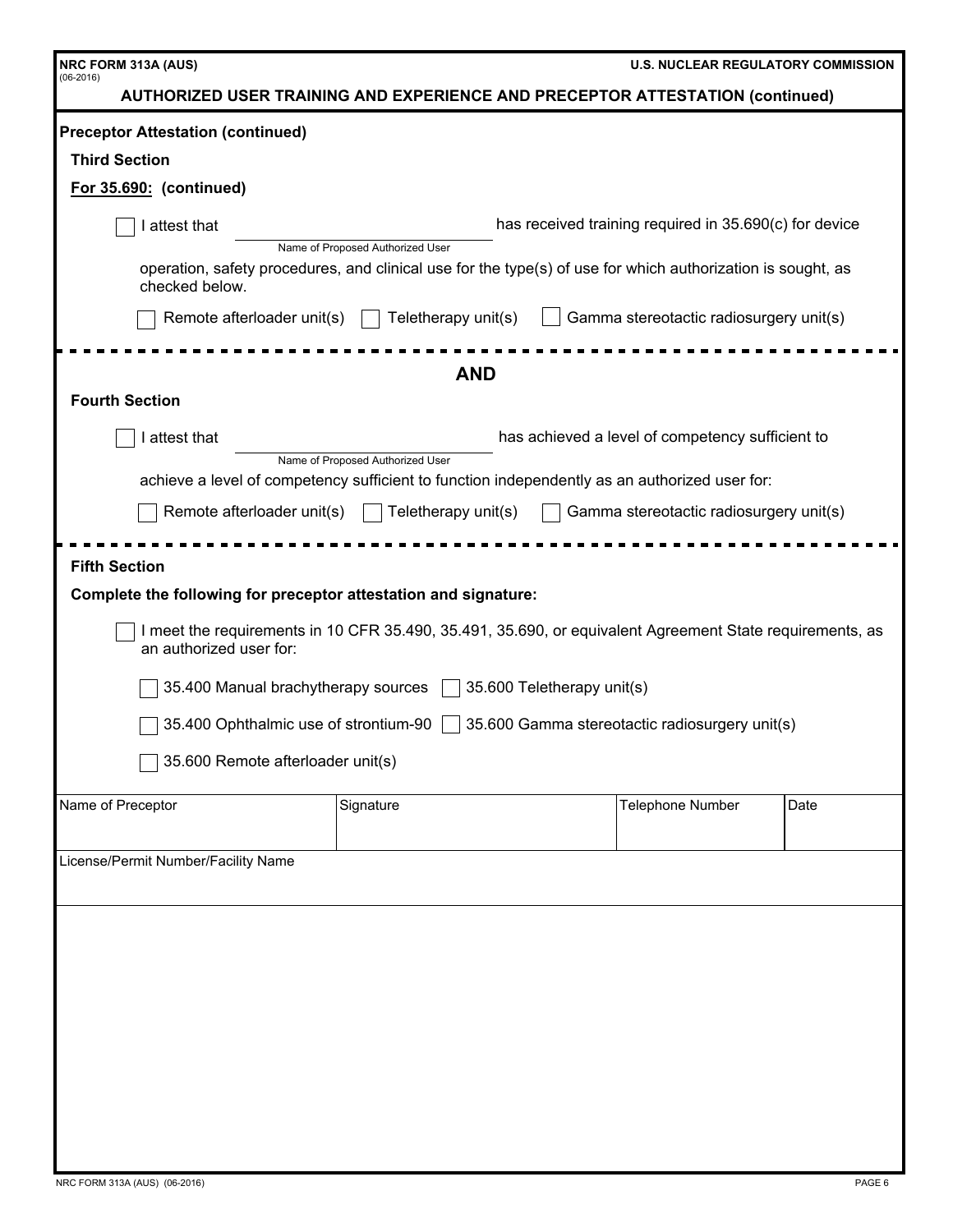## AUTHORIZED USER TRAINING AND EXPERIENCE AND PRECEPTOR ATTESTATION (continued)

**Preceptor Attestation (continued)**

**Third Section**

**For 35.690: (continued)**

☐ I attest that ______________________ (Name of Proposed Authorized User) has received training required in 35.690(c) for device operation, safety procedures, and clinical use for the type(s) of use for which authorization is sought, as checked below.

☐ Remote afterloader unit(s) ☐ Teletherapy unit(s) ☐ Gamma stereotactic radiosurgery unit(s)

**AND**

**Fourth Section**

☐ I attest that ______________________ (Name of Proposed Authorized User) has achieved a level of competency sufficient to achieve a level of competency sufficient to function independently as an authorized user for:

☐ Remote afterloader unit(s) ☐ Teletherapy unit(s) ☐ Gamma stereotactic radiosurgery unit(s)

**Fifth Section**

**Complete the following for preceptor attestation and signature:**

☐ I meet the requirements in 10 CFR 35.490, 35.491, 35.690, or equivalent Agreement State requirements, as an authorized user for:

☐ 35.400 Manual brachytherapy sources ☐ 35.600 Teletherapy unit(s)

☐ 35.400 Ophthalmic use of strontium-90 ☐ 35.600 Gamma stereotactic radiosurgery unit(s)

☐ 35.600 Remote afterloader unit(s)

| Name of Preceptor | Signature | Telephone Number | Date |
|---|---|---|---|
| | | | |

| License/Permit Number/Facility Name |
|---|
| |